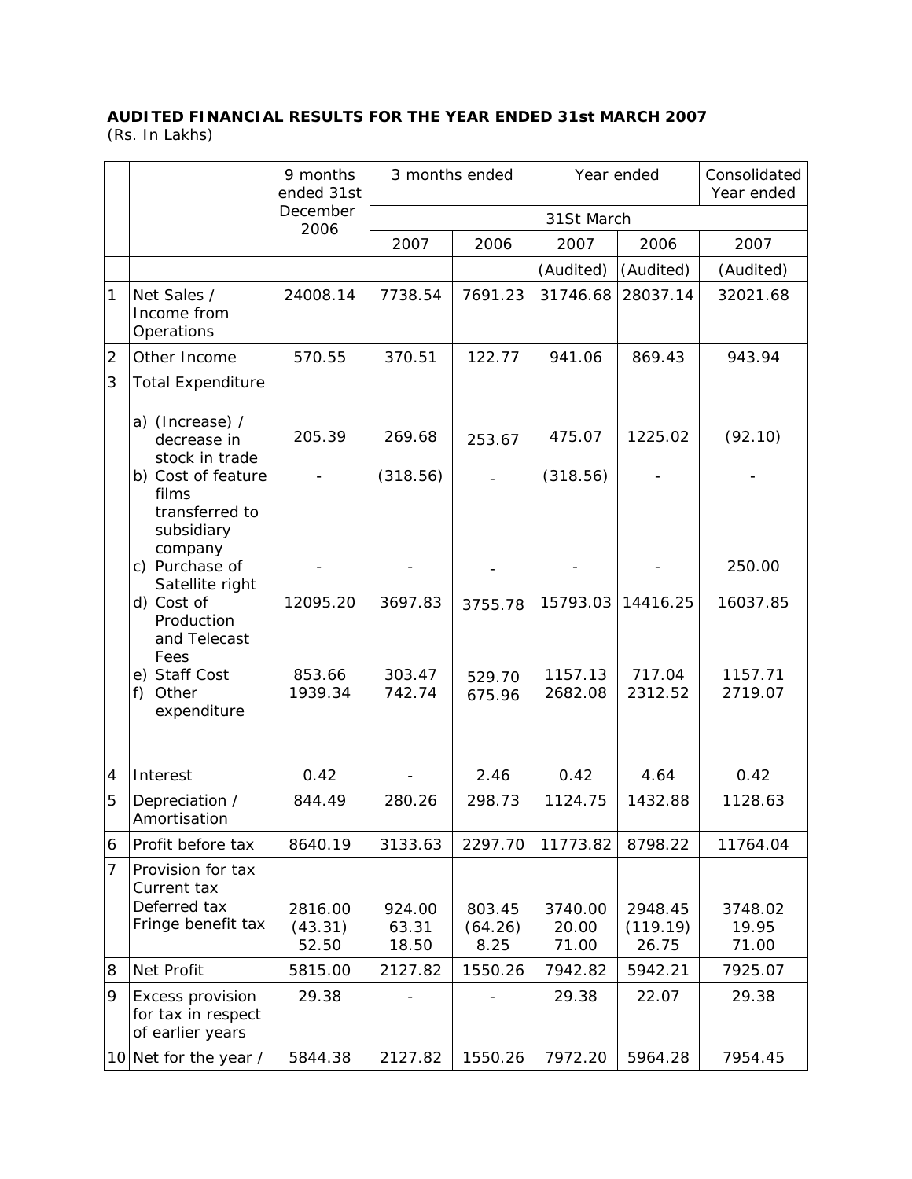**AUDITED FINANCIAL RESULTS FOR THE YEAR ENDED 31st MARCH 2007**
*(Rs. In Lakhs)*

| | | 9 months ended 31st December 2006 | 3 months ended | | Year ended | | Consolidated Year ended |
|---|---|---|---|---|---|---|---|
| | | | 31St March | | | | |
| | | | 2007 | 2006 | 2007 | 2006 | 2007 |
| | | | | | (Audited) | (Audited) | (Audited) |
| 1 | Net Sales / Income from Operations | 24008.14 | 7738.54 | 7691.23 | 31746.68 | 28037.14 | 32021.68 |
| 2 | Other Income | 570.55 | 370.51 | 122.77 | 941.06 | 869.43 | 943.94 |
| 3 | Total Expenditure | | | | | | |
| | a) (Increase) / decrease in stock in trade | 205.39 | 269.68 | 253.67 | 475.07 | 1225.02 | (92.10) |
| | b) Cost of feature films transferred to subsidiary company | - | (318.56) | - | (318.56) | - | - |
| | c) Purchase of Satellite right | - | - | - | - | - | 250.00 |
| | d) Cost of Production and Telecast Fees | 12095.20 | 3697.83 | 3755.78 | 15793.03 | 14416.25 | 16037.85 |
| | e) Staff Cost | 853.66 | 303.47 | 529.70 | 1157.13 | 717.04 | 1157.71 |
| | f) Other expenditure | 1939.34 | 742.74 | 675.96 | 2682.08 | 2312.52 | 2719.07 |
| 4 | Interest | 0.42 | - | 2.46 | 0.42 | 4.64 | 0.42 |
| 5 | Depreciation / Amortisation | 844.49 | 280.26 | 298.73 | 1124.75 | 1432.88 | 1128.63 |
| 6 | Profit before tax | 8640.19 | 3133.63 | 2297.70 | 11773.82 | 8798.22 | 11764.04 |
| 7 | Provision for tax | | | | | | |
| | Current tax | 2816.00 | 924.00 | 803.45 | 3740.00 | 2948.45 | 3748.02 |
| | Deferred tax | (43.31) | 63.31 | (64.26) | 20.00 | (119.19) | 19.95 |
| | Fringe benefit tax | 52.50 | 18.50 | 8.25 | 71.00 | 26.75 | 71.00 |
| 8 | Net Profit | 5815.00 | 2127.82 | 1550.26 | 7942.82 | 5942.21 | 7925.07 |
| 9 | Excess provision for tax in respect of earlier years | 29.38 | - | - | 29.38 | 22.07 | 29.38 |
| 10 | Net for the year / | 5844.38 | 2127.82 | 1550.26 | 7972.20 | 5964.28 | 7954.45 |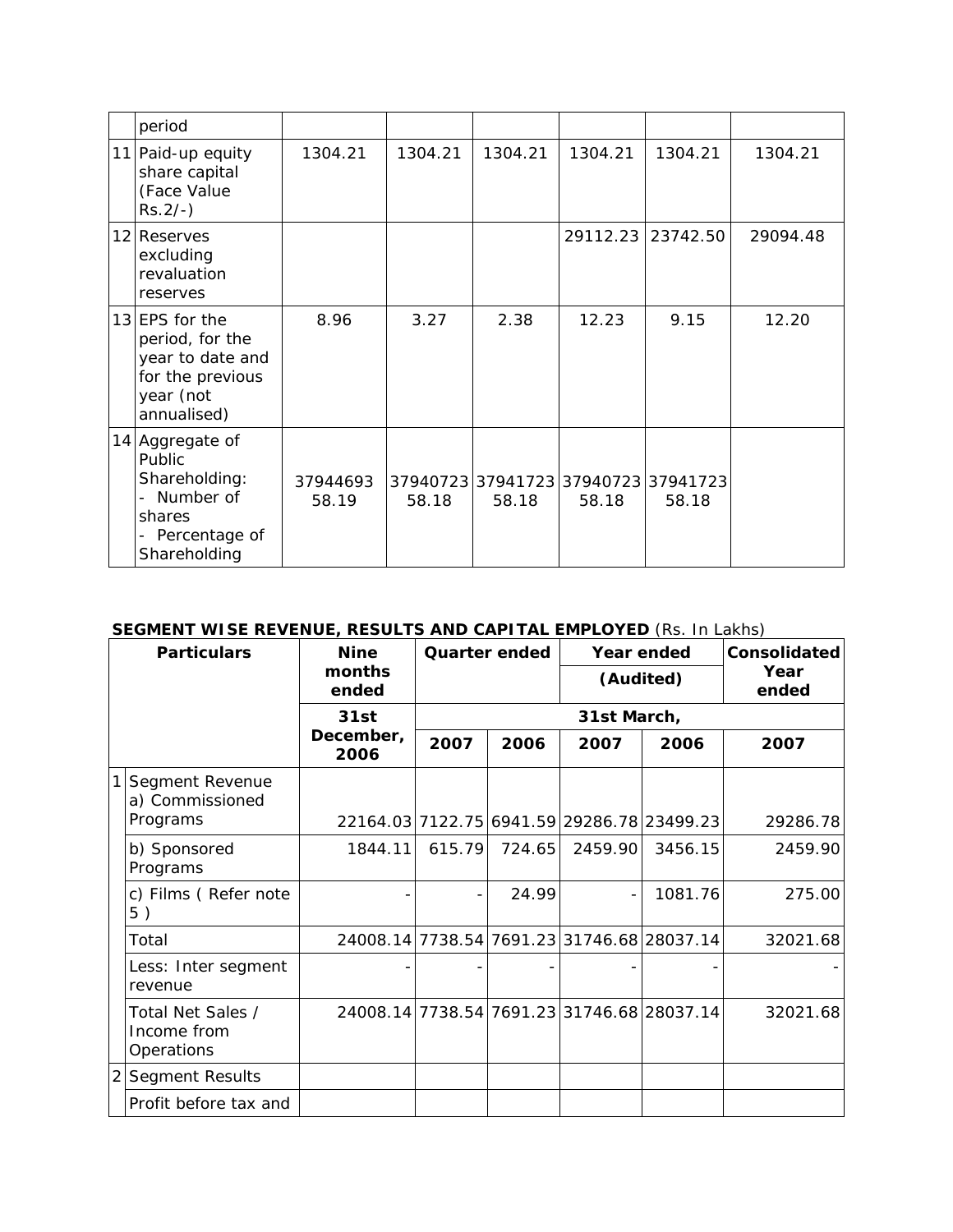| | period | | | | | | |
|---|---|---|---|---|---|---|---|
| 11 | Paid-up equity share capital (Face Value Rs.2/-) | 1304.21 | 1304.21 | 1304.21 | 1304.21 | 1304.21 | 1304.21 |
| 12 | Reserves excluding revaluation reserves | | | | 29112.23 | 23742.50 | 29094.48 |
| 13 | EPS for the period, for the year to date and for the previous year (not annualised) | 8.96 | 3.27 | 2.38 | 12.23 | 9.15 | 12.20 |
| 14 | Aggregate of Public Shareholding:<br>- Number of shares<br>- Percentage of Shareholding | 37944693<br>58.19 | 37940723<br>58.18 | 37941723<br>58.18 | 37940723<br>58.18 | 37941723<br>58.18 | |

**SEGMENT WISE REVENUE, RESULTS AND CAPITAL EMPLOYED** (Rs. In Lakhs)

| | Particulars | Nine months ended | Quarter ended | | Year ended (Audited) | | Consolidated Year ended |
|---|---|---|---|---|---|---|---|
| | | 31st December, 2006 | 31st March, | | | | |
| | | | 2007 | 2006 | 2007 | 2006 | 2007 |
| 1 | Segment Revenue<br>a) Commissioned Programs | 22164.03 | 7122.75 | 6941.59 | 29286.78 | 23499.23 | 29286.78 |
| | b) Sponsored Programs | 1844.11 | 615.79 | 724.65 | 2459.90 | 3456.15 | 2459.90 |
| | c) Films ( Refer note 5 ) | - | - | 24.99 | - | 1081.76 | 275.00 |
| | Total | 24008.14 | 7738.54 | 7691.23 | 31746.68 | 28037.14 | 32021.68 |
| | Less: Inter segment revenue | - | - | - | - | - | - |
| | Total Net Sales / Income from Operations | 24008.14 | 7738.54 | 7691.23 | 31746.68 | 28037.14 | 32021.68 |
| 2 | Segment Results | | | | | | |
| | Profit before tax and | | | | | | |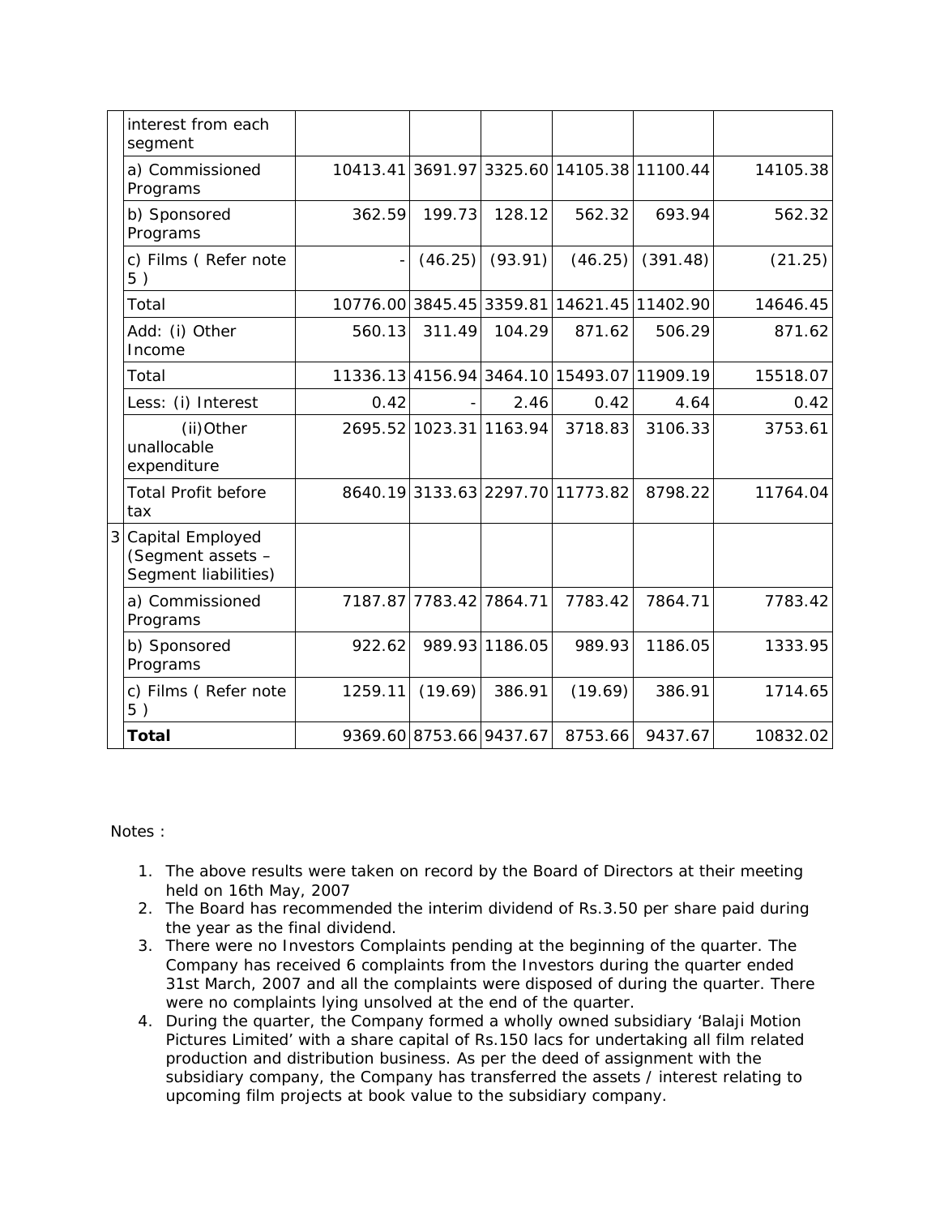|   |   |   |   |   |   |   |   |
|---|---|---|---|---|---|---|---|
|   | interest from each segment |   |   |   |   |   |   |
|   | a) Commissioned Programs | 10413.41 | 3691.97 | 3325.60 | 14105.38 | 11100.44 | 14105.38 |
|   | b) Sponsored Programs | 362.59 | 199.73 | 128.12 | 562.32 | 693.94 | 562.32 |
|   | c) Films ( Refer note 5 ) | - | (46.25) | (93.91) | (46.25) | (391.48) | (21.25) |
|   | Total | 10776.00 | 3845.45 | 3359.81 | 14621.45 | 11402.90 | 14646.45 |
|   | Add: (i) Other Income | 560.13 | 311.49 | 104.29 | 871.62 | 506.29 | 871.62 |
|   | Total | 11336.13 | 4156.94 | 3464.10 | 15493.07 | 11909.19 | 15518.07 |
|   | Less: (i) Interest | 0.42 | - | 2.46 | 0.42 | 4.64 | 0.42 |
|   | (ii) Other unallocable expenditure | 2695.52 | 1023.31 | 1163.94 | 3718.83 | 3106.33 | 3753.61 |
|   | Total Profit before tax | 8640.19 | 3133.63 | 2297.70 | 11773.82 | 8798.22 | 11764.04 |
| 3 | Capital Employed (Segment assets – Segment liabilities) |   |   |   |   |   |   |
|   | a) Commissioned Programs | 7187.87 | 7783.42 | 7864.71 | 7783.42 | 7864.71 | 7783.42 |
|   | b) Sponsored Programs | 922.62 | 989.93 | 1186.05 | 989.93 | 1186.05 | 1333.95 |
|   | c) Films ( Refer note 5 ) | 1259.11 | (19.69) | 386.91 | (19.69) | 386.91 | 1714.65 |
|   | **Total** | 9369.60 | 8753.66 | 9437.67 | 8753.66 | 9437.67 | 10832.02 |

Notes :

1. The above results were taken on record by the Board of Directors at their meeting held on 16th May, 2007
2. The Board has recommended the interim dividend of Rs.3.50 per share paid during the year as the final dividend.
3. There were no Investors Complaints pending at the beginning of the quarter. The Company has received 6 complaints from the Investors during the quarter ended 31st March, 2007 and all the complaints were disposed of during the quarter. There were no complaints lying unsolved at the end of the quarter.
4. During the quarter, the Company formed a wholly owned subsidiary 'Balaji Motion Pictures Limited' with a share capital of Rs.150 lacs for undertaking all film related production and distribution business. As per the deed of assignment with the subsidiary company, the Company has transferred the assets / interest relating to upcoming film projects at book value to the subsidiary company.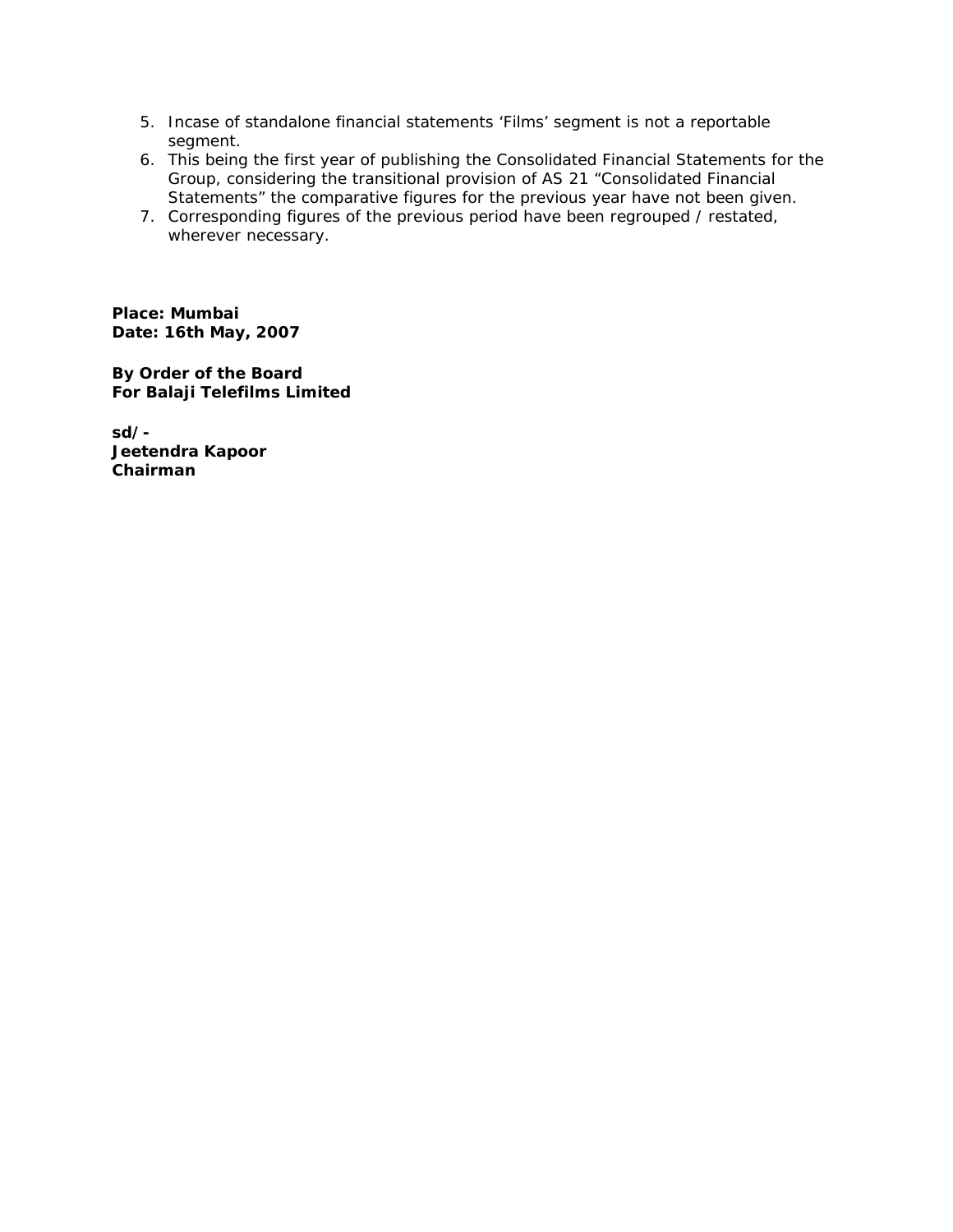5. Incase of standalone financial statements 'Films' segment is not a reportable segment.
6. This being the first year of publishing the Consolidated Financial Statements for the Group, considering the transitional provision of AS 21 "Consolidated Financial Statements" the comparative figures for the previous year have not been given.
7. Corresponding figures of the previous period have been regrouped / restated, wherever necessary.

**Place: Mumbai**
**Date: 16th May, 2007**

**By Order of the Board**
**For Balaji Telefilms Limited**

**sd/-**
**Jeetendra Kapoor**
**Chairman**